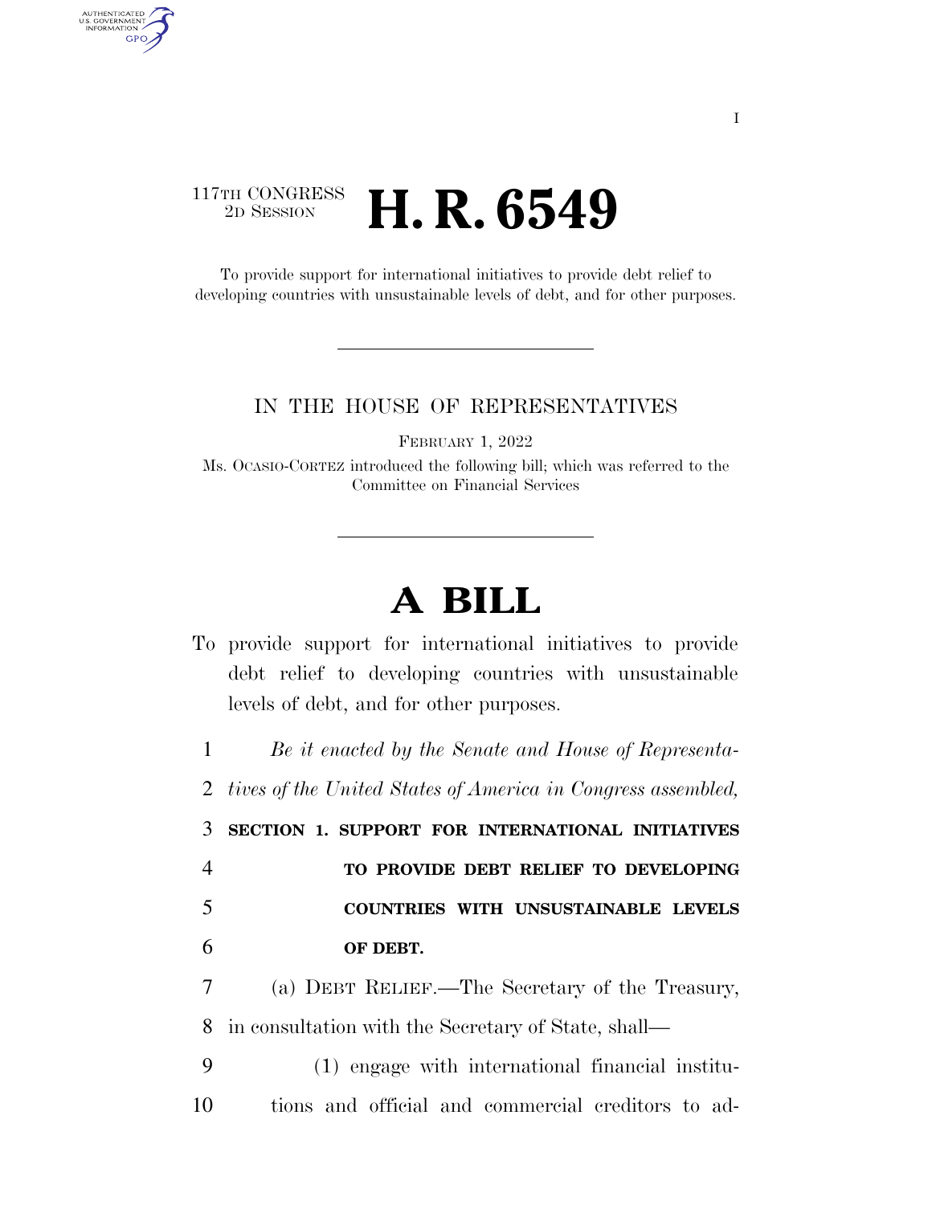117TH CONGRESS
2D SESSION

# H. R. 6549

To provide support for international initiatives to provide debt relief to developing countries with unsustainable levels of debt, and for other purposes.

IN THE HOUSE OF REPRESENTATIVES

FEBRUARY 1, 2022

Ms. OCASIO-CORTEZ introduced the following bill; which was referred to the Committee on Financial Services

# A BILL

To provide support for international initiatives to provide debt relief to developing countries with unsustainable levels of debt, and for other purposes.

*Be it enacted by the Senate and House of Representatives of the United States of America in Congress assembled,*

**SECTION 1. SUPPORT FOR INTERNATIONAL INITIATIVES TO PROVIDE DEBT RELIEF TO DEVELOPING COUNTRIES WITH UNSUSTAINABLE LEVELS OF DEBT.**

(a) DEBT RELIEF.—The Secretary of the Treasury, in consultation with the Secretary of State, shall—

(1) engage with international financial institutions and official and commercial creditors to ad-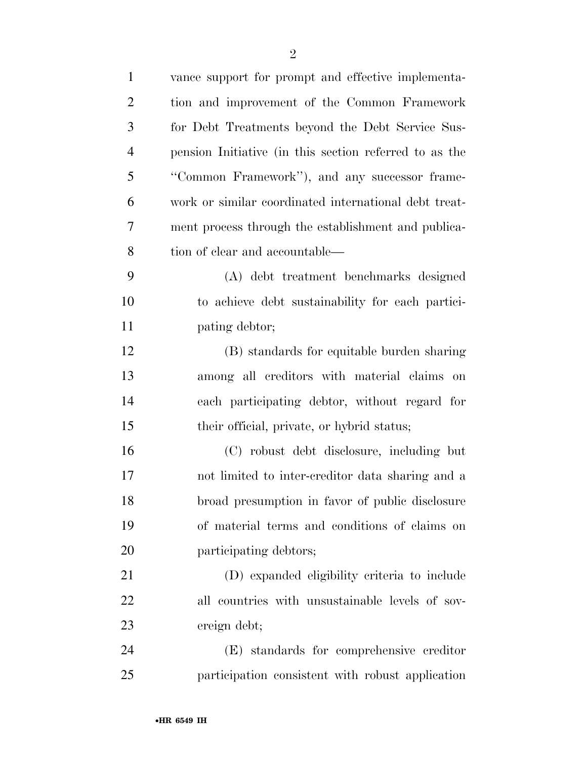vance support for prompt and effective implementation and improvement of the Common Framework for Debt Treatments beyond the Debt Service Suspension Initiative (in this section referred to as the "Common Framework"), and any successor framework or similar coordinated international debt treatment process through the establishment and publication of clear and accountable—

(A) debt treatment benchmarks designed to achieve debt sustainability for each participating debtor;

(B) standards for equitable burden sharing among all creditors with material claims on each participating debtor, without regard for their official, private, or hybrid status;

(C) robust debt disclosure, including but not limited to inter-creditor data sharing and a broad presumption in favor of public disclosure of material terms and conditions of claims on participating debtors;

(D) expanded eligibility criteria to include all countries with unsustainable levels of sovereign debt;

(E) standards for comprehensive creditor participation consistent with robust application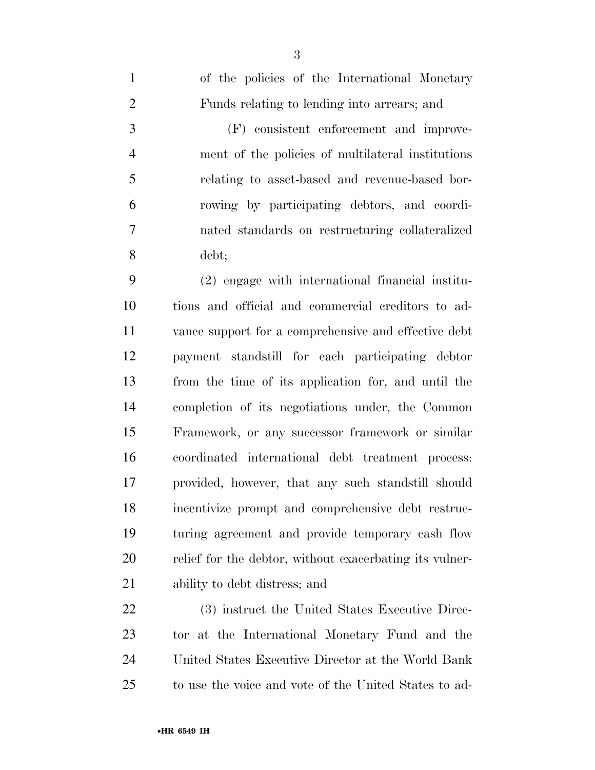of the policies of the International Monetary Funds relating to lending into arrears; and

(F) consistent enforcement and improvement of the policies of multilateral institutions relating to asset-based and revenue-based borrowing by participating debtors, and coordinated standards on restructuring collateralized debt;

(2) engage with international financial institutions and official and commercial creditors to advance support for a comprehensive and effective debt payment standstill for each participating debtor from the time of its application for, and until the completion of its negotiations under, the Common Framework, or any successor framework or similar coordinated international debt treatment process: provided, however, that any such standstill should incentivize prompt and comprehensive debt restructuring agreement and provide temporary cash flow relief for the debtor, without exacerbating its vulnerability to debt distress; and

(3) instruct the United States Executive Director at the International Monetary Fund and the United States Executive Director at the World Bank to use the voice and vote of the United States to ad-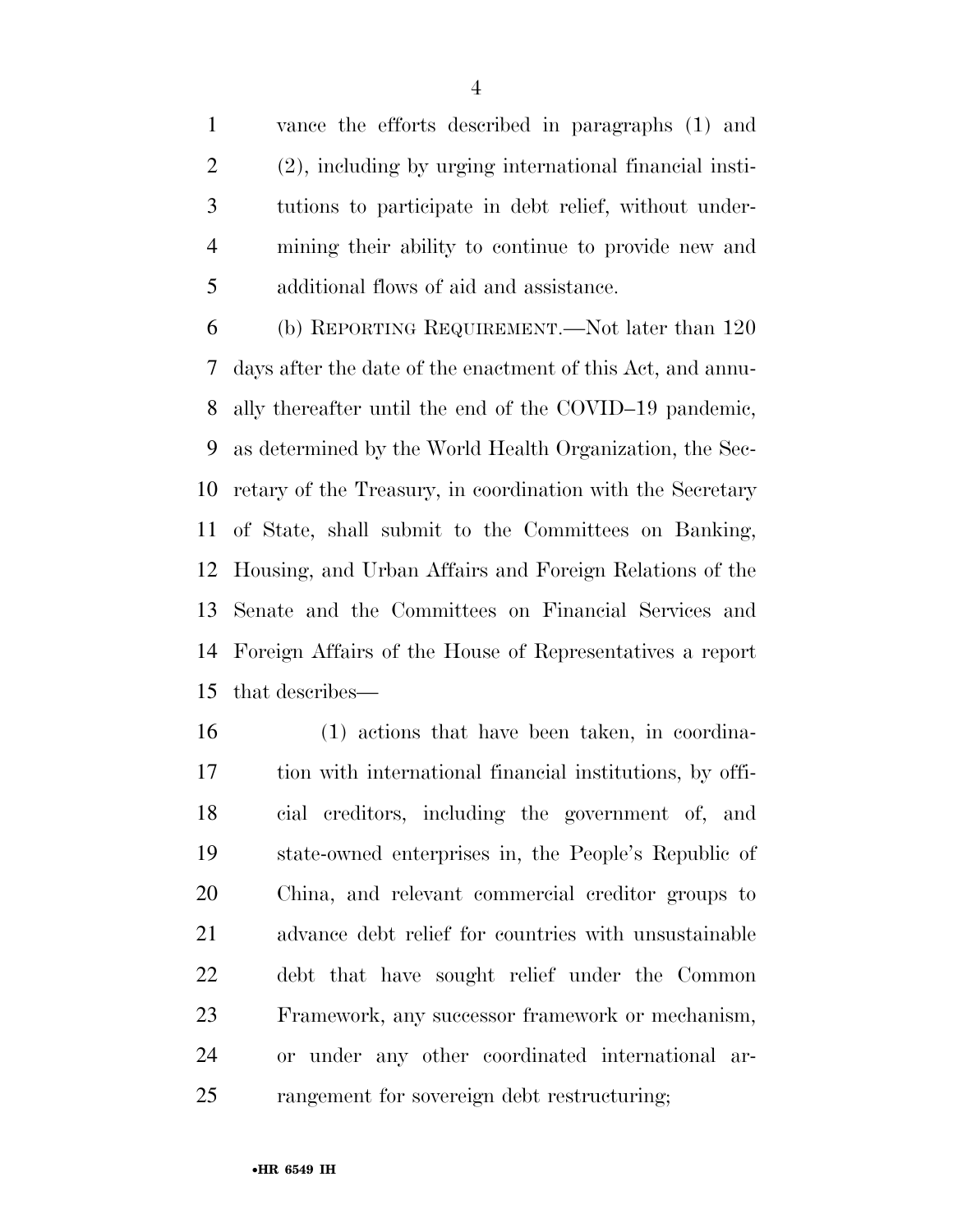vance the efforts described in paragraphs (1) and (2), including by urging international financial institutions to participate in debt relief, without undermining their ability to continue to provide new and additional flows of aid and assistance.

(b) REPORTING REQUIREMENT.—Not later than 120 days after the date of the enactment of this Act, and annually thereafter until the end of the COVID–19 pandemic, as determined by the World Health Organization, the Secretary of the Treasury, in coordination with the Secretary of State, shall submit to the Committees on Banking, Housing, and Urban Affairs and Foreign Relations of the Senate and the Committees on Financial Services and Foreign Affairs of the House of Representatives a report that describes—

(1) actions that have been taken, in coordination with international financial institutions, by official creditors, including the government of, and state-owned enterprises in, the People's Republic of China, and relevant commercial creditor groups to advance debt relief for countries with unsustainable debt that have sought relief under the Common Framework, any successor framework or mechanism, or under any other coordinated international arrangement for sovereign debt restructuring;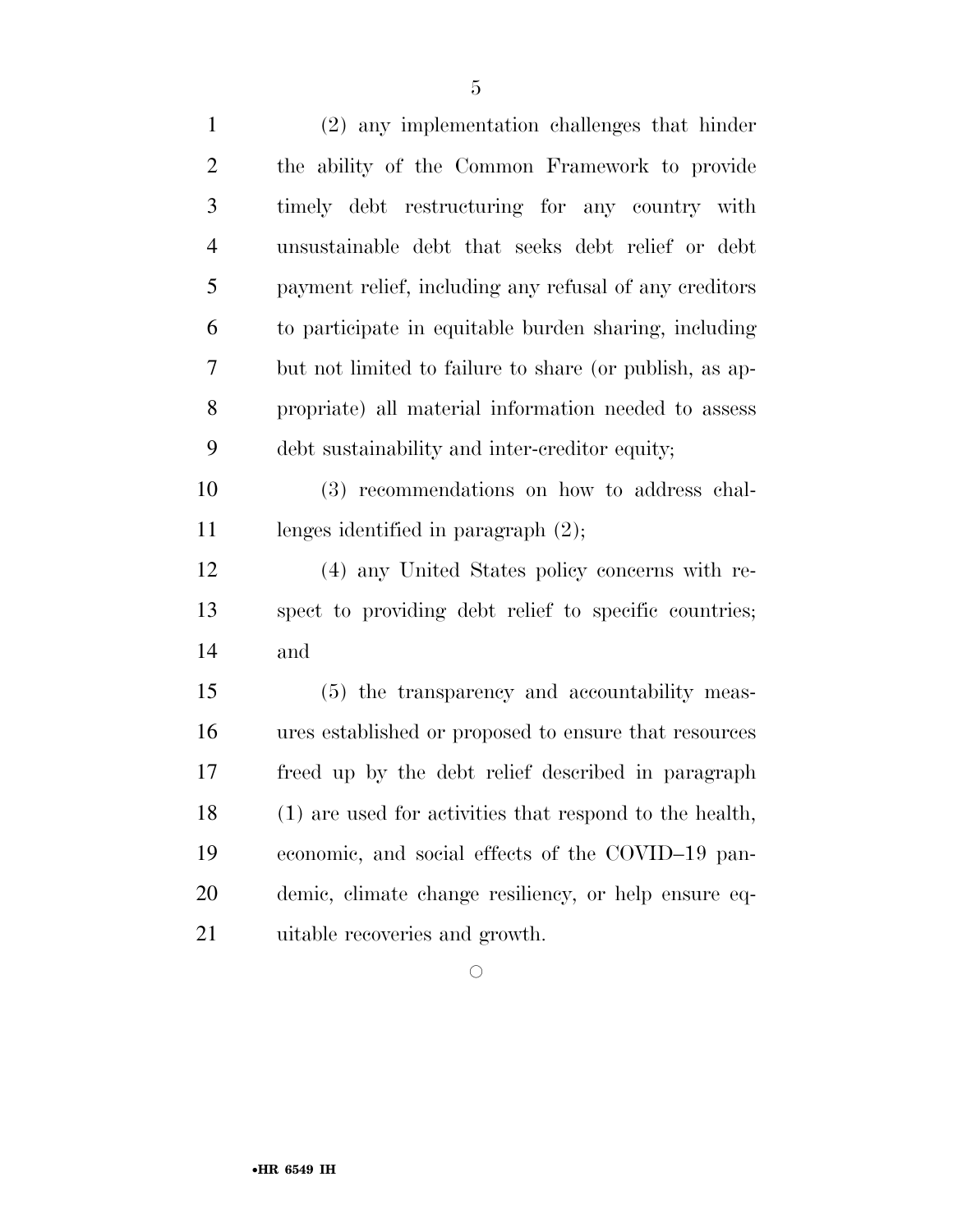(2) any implementation challenges that hinder the ability of the Common Framework to provide timely debt restructuring for any country with unsustainable debt that seeks debt relief or debt payment relief, including any refusal of any creditors to participate in equitable burden sharing, including but not limited to failure to share (or publish, as appropriate) all material information needed to assess debt sustainability and inter-creditor equity;

(3) recommendations on how to address challenges identified in paragraph (2);

(4) any United States policy concerns with respect to providing debt relief to specific countries; and

(5) the transparency and accountability measures established or proposed to ensure that resources freed up by the debt relief described in paragraph (1) are used for activities that respond to the health, economic, and social effects of the COVID–19 pandemic, climate change resiliency, or help ensure equitable recoveries and growth.

○